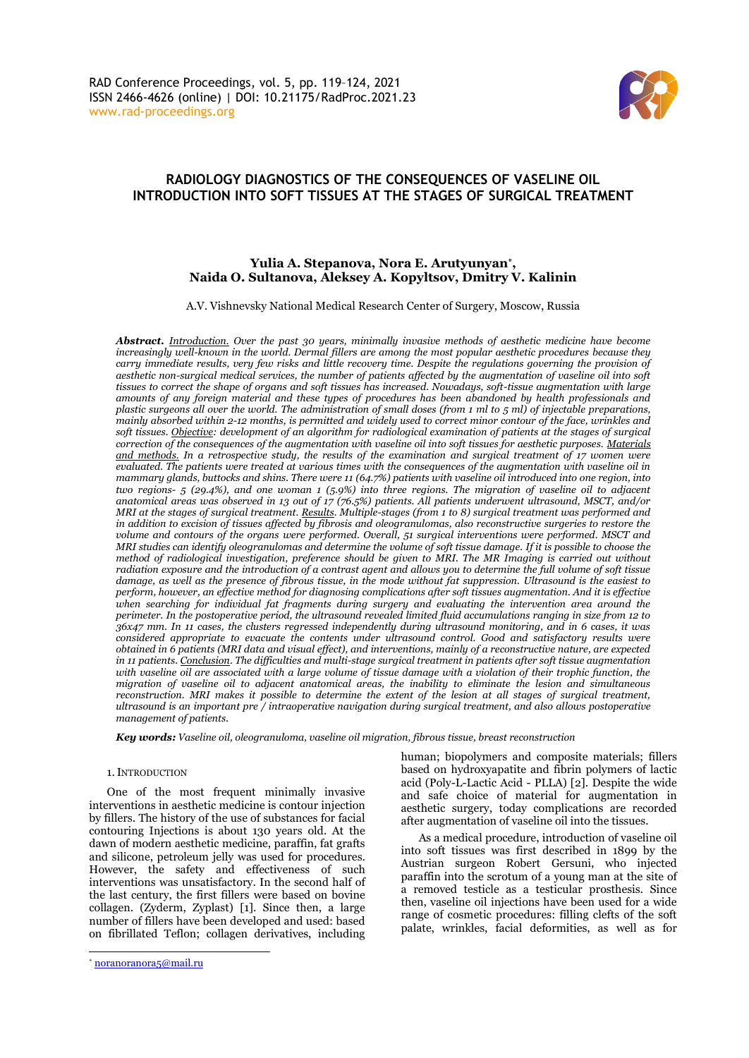# RADIOLOGY DIAGNOSTICS OF THE CONSEQUENCES OF VASELINE OIL INTRODUCTION INTO SOFT TISSUES AT THE STAGES OF SURGICAL TREATMENT

**Yulia A. Stepanova, Nora E. Arutyunyan*, Naida O. Sultanova, Aleksey A. Kopyltsov, Dmitry V. Kalinin**

A.V. Vishnevsky National Medical Research Center of Surgery, Moscow, Russia

***Abstract.*** *Introduction. Over the past 30 years, minimally invasive methods of aesthetic medicine have become increasingly well-known in the world. Dermal fillers are among the most popular aesthetic procedures because they carry immediate results, very few risks and little recovery time. Despite the regulations governing the provision of aesthetic non-surgical medical services, the number of patients affected by the augmentation of vaseline oil into soft tissues to correct the shape of organs and soft tissues has increased. Nowadays, soft-tissue augmentation with large amounts of any foreign material and these types of procedures has been abandoned by health professionals and plastic surgeons all over the world. The administration of small doses (from 1 ml to 5 ml) of injectable preparations, mainly absorbed within 2-12 months, is permitted and widely used to correct minor contour of the face, wrinkles and soft tissues. Objective: development of an algorithm for radiological examination of patients at the stages of surgical correction of the consequences of the augmentation with vaseline oil into soft tissues for aesthetic purposes. Materials and methods. In a retrospective study, the results of the examination and surgical treatment of 17 women were evaluated. The patients were treated at various times with the consequences of the augmentation with vaseline oil in mammary glands, buttocks and shins. There were 11 (64.7%) patients with vaseline oil introduced into one region, into two regions- 5 (29.4%), and one woman 1 (5.9%) into three regions. The migration of vaseline oil to adjacent anatomical areas was observed in 13 out of 17 (76.5%) patients. All patients underwent ultrasound, MSCT, and/or MRI at the stages of surgical treatment. Results. Multiple-stages (from 1 to 8) surgical treatment was performed and in addition to excision of tissues affected by fibrosis and oleogranulomas, also reconstructive surgeries to restore the volume and contours of the organs were performed. Overall, 51 surgical interventions were performed. MSCT and MRI studies can identify oleogranulomas and determine the volume of soft tissue damage. If it is possible to choose the method of radiological investigation, preference should be given to MRI. The MR Imaging is carried out without radiation exposure and the introduction of a contrast agent and allows you to determine the full volume of soft tissue damage, as well as the presence of fibrous tissue, in the mode without fat suppression. Ultrasound is the easiest to perform, however, an effective method for diagnosing complications after soft tissues augmentation. And it is effective when searching for individual fat fragments during surgery and evaluating the intervention area around the perimeter. In the postoperative period, the ultrasound revealed limited fluid accumulations ranging in size from 12 to 36x47 mm. In 11 cases, the clusters regressed independently during ultrasound monitoring, and in 6 cases, it was considered appropriate to evacuate the contents under ultrasound control. Good and satisfactory results were obtained in 6 patients (MRI data and visual effect), and interventions, mainly of a reconstructive nature, are expected in 11 patients. Conclusion. The difficulties and multi-stage surgical treatment in patients after soft tissue augmentation with vaseline oil are associated with a large volume of tissue damage with a violation of their trophic function, the migration of vaseline oil to adjacent anatomical areas, the inability to eliminate the lesion and simultaneous reconstruction. MRI makes it possible to determine the extent of the lesion at all stages of surgical treatment, ultrasound is an important pre / intraoperative navigation during surgical treatment, and also allows postoperative management of patients.*

***Key words:*** *Vaseline oil, oleogranuloma, vaseline oil migration, fibrous tissue, breast reconstruction*

## 1. INTRODUCTION

One of the most frequent minimally invasive interventions in aesthetic medicine is contour injection by fillers. The history of the use of substances for facial contouring Injections is about 130 years old. At the dawn of modern aesthetic medicine, paraffin, fat grafts and silicone, petroleum jelly was used for procedures. However, the safety and effectiveness of such interventions was unsatisfactory. In the second half of the last century, the first fillers were based on bovine collagen. (Zyderm, Zyplast) [1]. Since then, a large number of fillers have been developed and used: based on fibrillated Teflon; collagen derivatives, including human; biopolymers and composite materials; fillers based on hydroxyapatite and fibrin polymers of lactic acid (Poly-L-Lactic Acid - PLLA) [2]. Despite the wide and safe choice of material for augmentation in aesthetic surgery, today complications are recorded after augmentation of vaseline oil into the tissues.

As a medical procedure, introduction of vaseline oil into soft tissues was first described in 1899 by the Austrian surgeon Robert Gersuni, who injected paraffin into the scrotum of a young man at the site of a removed testicle as a testicular prosthesis. Since then, vaseline oil injections have been used for a wide range of cosmetic procedures: filling clefts of the soft palate, wrinkles, facial deformities, as well as for

* noranoranora5@mail.ru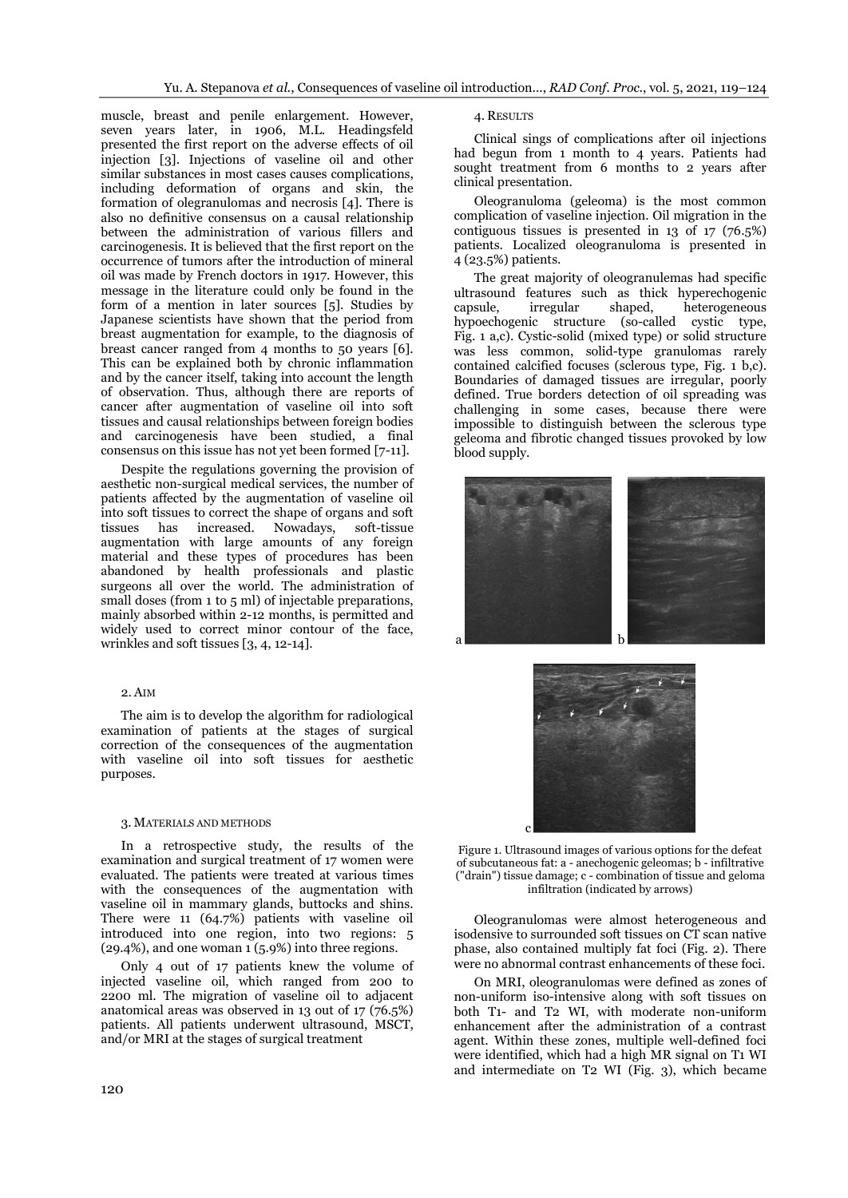muscle, breast and penile enlargement. However, seven years later, in 1906, M.L. Headingsfeld presented the first report on the adverse effects of oil injection [3]. Injections of vaseline oil and other similar substances in most cases causes complications, including deformation of organs and skin, the formation of olegranulomas and necrosis [4]. There is also no definitive consensus on a causal relationship between the administration of various fillers and carcinogenesis. It is believed that the first report on the occurrence of tumors after the introduction of mineral oil was made by French doctors in 1917. However, this message in the literature could only be found in the form of a mention in later sources [5]. Studies by Japanese scientists have shown that the period from breast augmentation for example, to the diagnosis of breast cancer ranged from 4 months to 50 years [6]. This can be explained both by chronic inflammation and by the cancer itself, taking into account the length of observation. Thus, although there are reports of cancer after augmentation of vaseline oil into soft tissues and causal relationships between foreign bodies and carcinogenesis have been studied, a final consensus on this issue has not yet been formed [7-11].

Despite the regulations governing the provision of aesthetic non-surgical medical services, the number of patients affected by the augmentation of vaseline oil into soft tissues to correct the shape of organs and soft tissues has increased. Nowadays, soft-tissue augmentation with large amounts of any foreign material and these types of procedures has been abandoned by health professionals and plastic surgeons all over the world. The administration of small doses (from 1 to 5 ml) of injectable preparations, mainly absorbed within 2-12 months, is permitted and widely used to correct minor contour of the face, wrinkles and soft tissues [3, 4, 12-14].

## 2. Aim

The aim is to develop the algorithm for radiological examination of patients at the stages of surgical correction of the consequences of the augmentation with vaseline oil into soft tissues for aesthetic purposes.

## 3. Materials and methods

In a retrospective study, the results of the examination and surgical treatment of 17 women were evaluated. The patients were treated at various times with the consequences of the augmentation with vaseline oil in mammary glands, buttocks and shins. There were 11 (64.7%) patients with vaseline oil introduced into one region, into two regions: 5 (29.4%), and one woman 1 (5.9%) into three regions.

Only 4 out of 17 patients knew the volume of injected vaseline oil, which ranged from 200 to 2200 ml. The migration of vaseline oil to adjacent anatomical areas was observed in 13 out of 17 (76.5%) patients. All patients underwent ultrasound, MSCT, and/or MRI at the stages of surgical treatment

## 4. Results

Clinical sings of complications after oil injections had begun from 1 month to 4 years. Patients had sought treatment from 6 months to 2 years after clinical presentation.

Oleogranuloma (geleoma) is the most common complication of vaseline injection. Oil migration in the contiguous tissues is presented in 13 of 17 (76.5%) patients. Localized oleogranuloma is presented in 4 (23.5%) patients.

The great majority of oleogranulemas had specific ultrasound features such as thick hyperechogenic capsule, irregular shaped, heterogeneous hypoechogenic structure (so-called cystic type, Fig. 1 a,c). Cystic-solid (mixed type) or solid structure was less common, solid-type granulomas rarely contained calcified focuses (sclerous type, Fig. 1 b,c). Boundaries of damaged tissues are irregular, poorly defined. True borders detection of oil spreading was challenging in some cases, because there were impossible to distinguish between the sclerous type geleoma and fibrotic changed tissues provoked by low blood supply.

Figure 1. Ultrasound images of various options for the defeat of subcutaneous fat: a - anechogenic geleomas; b - infiltrative ("drain") tissue damage; c - combination of tissue and geloma infiltration (indicated by arrows)

Oleogranulomas were almost heterogeneous and isodensive to surrounded soft tissues on CT scan native phase, also contained multiply fat foci (Fig. 2). There were no abnormal contrast enhancements of these foci.

On MRI, oleogranulomas were defined as zones of non-uniform iso-intensive along with soft tissues on both T1- and T2 WI, with moderate non-uniform enhancement after the administration of a contrast agent. Within these zones, multiple well-defined foci were identified, which had a high MR signal on T1 WI and intermediate on T2 WI (Fig. 3), which became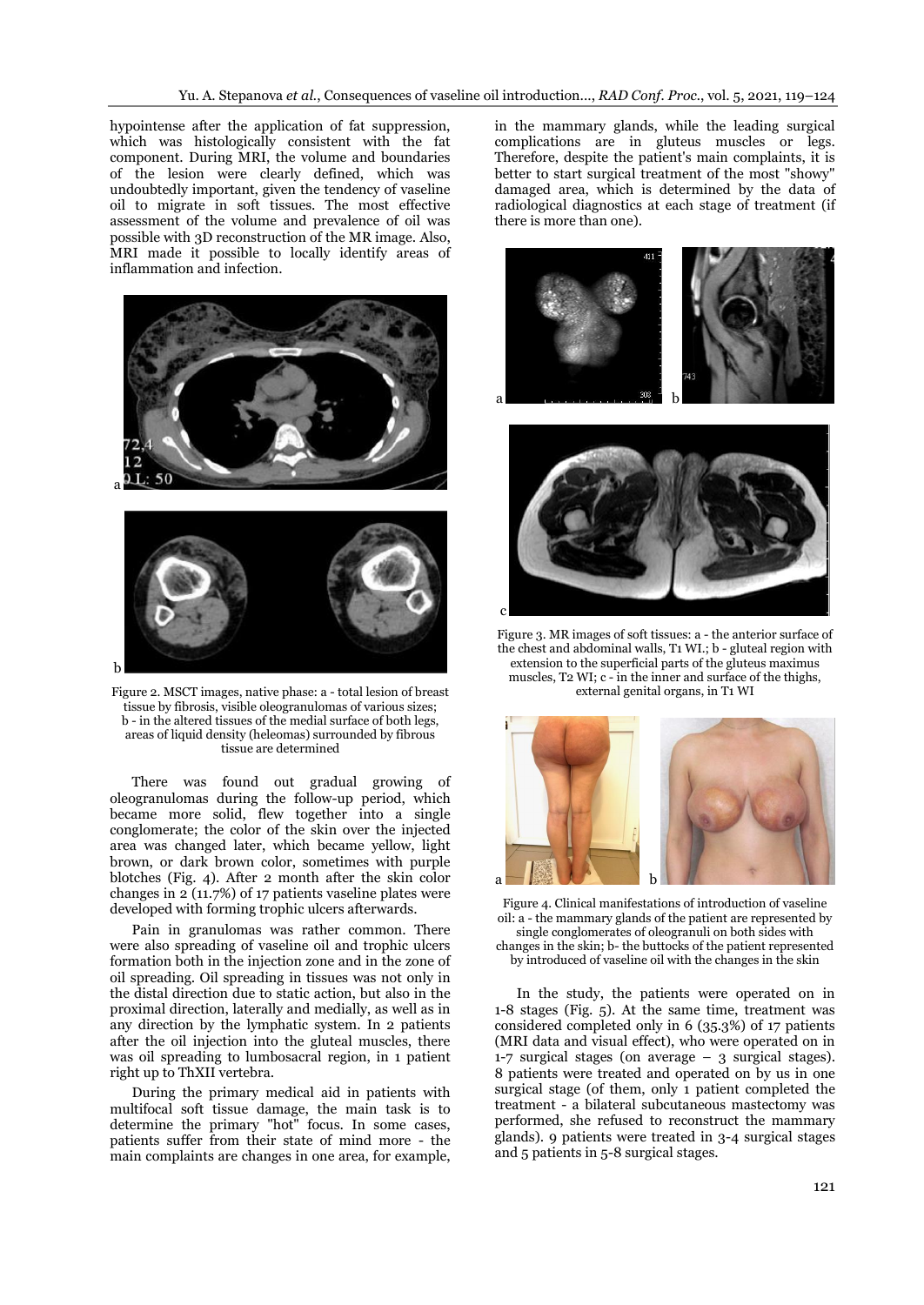hypointense after the application of fat suppression, which was histologically consistent with the fat component. During MRI, the volume and boundaries of the lesion were clearly defined, which was undoubtedly important, given the tendency of vaseline oil to migrate in soft tissues. The most effective assessment of the volume and prevalence of oil was possible with 3D reconstruction of the MR image. Also, MRI made it possible to locally identify areas of inflammation and infection.

Figure 2. MSCT images, native phase: a - total lesion of breast tissue by fibrosis, visible oleogranulomas of various sizes; b - in the altered tissues of the medial surface of both legs, areas of liquid density (heleomas) surrounded by fibrous tissue are determined

There was found out gradual growing of oleogranulomas during the follow-up period, which became more solid, flew together into a single conglomerate; the color of the skin over the injected area was changed later, which became yellow, light brown, or dark brown color, sometimes with purple blotches (Fig. 4). After 2 month after the skin color changes in 2 (11.7%) of 17 patients vaseline plates were developed with forming trophic ulcers afterwards.

Pain in granulomas was rather common. There were also spreading of vaseline oil and trophic ulcers formation both in the injection zone and in the zone of oil spreading. Oil spreading in tissues was not only in the distal direction due to static action, but also in the proximal direction, laterally and medially, as well as in any direction by the lymphatic system. In 2 patients after the oil injection into the gluteal muscles, there was oil spreading to lumbosacral region, in 1 patient right up to ThXII vertebra.

During the primary medical aid in patients with multifocal soft tissue damage, the main task is to determine the primary "hot" focus. In some cases, patients suffer from their state of mind more - the main complaints are changes in one area, for example, in the mammary glands, while the leading surgical complications are in gluteus muscles or legs. Therefore, despite the patient's main complaints, it is better to start surgical treatment of the most "showy" damaged area, which is determined by the data of radiological diagnostics at each stage of treatment (if there is more than one).

Figure 3. MR images of soft tissues: a - the anterior surface of the chest and abdominal walls, T1 WI.; b - gluteal region with extension to the superficial parts of the gluteus maximus muscles, T2 WI; c - in the inner and surface of the thighs, external genital organs, in T1 WI

Figure 4. Clinical manifestations of introduction of vaseline oil: a - the mammary glands of the patient are represented by single conglomerates of oleogranuli on both sides with changes in the skin; b- the buttocks of the patient represented by introduced of vaseline oil with the changes in the skin

In the study, the patients were operated on in 1-8 stages (Fig. 5). At the same time, treatment was considered completed only in 6 (35.3%) of 17 patients (MRI data and visual effect), who were operated on in 1-7 surgical stages (on average – 3 surgical stages). 8 patients were treated and operated on by us in one surgical stage (of them, only 1 patient completed the treatment - a bilateral subcutaneous mastectomy was performed, she refused to reconstruct the mammary glands). 9 patients were treated in 3-4 surgical stages and 5 patients in 5-8 surgical stages.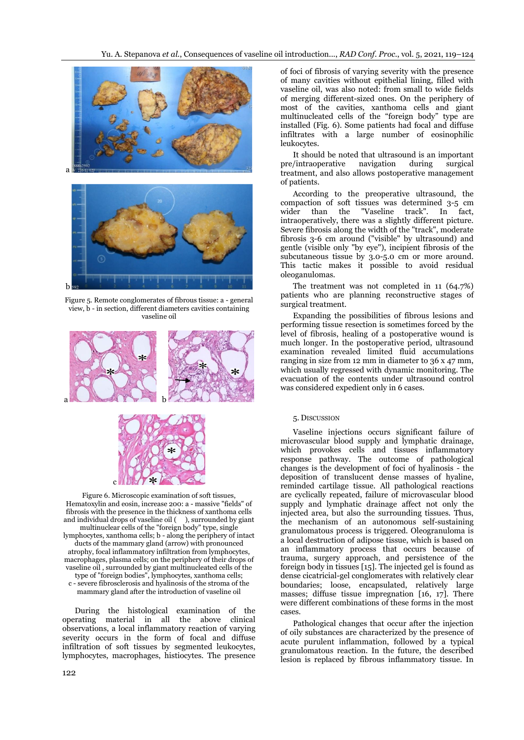Figure 5. Remote conglomerates of fibrous tissue: a - general view, b - in section, different diameters cavities containing vaseline oil

Figure 6. Microscopic examination of soft tissues, Hematoxylin and eosin, increase 200: a - massive "fields" of fibrosis with the presence in the thickness of xanthoma cells and individual drops of vaseline oil ( ), surrounded by giant multinuclear cells of the "foreign body" type, single lymphocytes, xanthoma cells; b - along the periphery of intact ducts of the mammary gland (arrow) with pronounced atrophy, focal inflammatory infiltration from lymphocytes, macrophages, plasma cells; on the periphery of their drops of vaseline oil , surrounded by giant multinucleated cells of the type of "foreign bodies", lymphocytes, xanthoma cells; c - severe fibrosclerosis and hyalinosis of the stroma of the mammary gland after the introduction of vaseline oil

During the histological examination of the operating material in all the above clinical observations, a local inflammatory reaction of varying severity occurs in the form of focal and diffuse infiltration of soft tissues by segmented leukocytes, lymphocytes, macrophages, histiocytes. The presence of foci of fibrosis of varying severity with the presence of many cavities without epithelial lining, filled with vaseline oil, was also noted: from small to wide fields of merging different-sized ones. On the periphery of most of the cavities, xanthoma cells and giant multinucleated cells of the "foreign body" type are installed (Fig. 6). Some patients had focal and diffuse infiltrates with a large number of eosinophilic leukocytes.

It should be noted that ultrasound is an important pre/intraoperative navigation during surgical treatment, and also allows postoperative management of patients.

According to the preoperative ultrasound, the compaction of soft tissues was determined 3-5 cm wider than the "Vaseline track". In fact, intraoperatively, there was a slightly different picture. Severe fibrosis along the width of the "track", moderate fibrosis 3-6 cm around ("visible" by ultrasound) and gentle (visible only "by eye"), incipient fibrosis of the subcutaneous tissue by 3.0-5.0 cm or more around. This tactic makes it possible to avoid residual oleogranulomas.

The treatment was not completed in 11 (64.7%) patients who are planning reconstructive stages of surgical treatment.

Expanding the possibilities of fibrous lesions and performing tissue resection is sometimes forced by the level of fibrosis, healing of a postoperative wound is much longer. In the postoperative period, ultrasound examination revealed limited fluid accumulations ranging in size from 12 mm in diameter to 36 x 47 mm, which usually regressed with dynamic monitoring. The evacuation of the contents under ultrasound control was considered expedient only in 6 cases.

## 5. Discussion

Vaseline injections occurs significant failure of microvascular blood supply and lymphatic drainage, which provokes cells and tissues inflammatory response pathway. The outcome of pathological changes is the development of foci of hyalinosis - the deposition of translucent dense masses of hyaline, reminded cartilage tissue. All pathological reactions are cyclically repeated, failure of microvascular blood supply and lymphatic drainage affect not only the injected area, but also the surrounding tissues. Thus, the mechanism of an autonomous self-sustaining granulomatous process is triggered. Oleogranuloma is a local destruction of adipose tissue, which is based on an inflammatory process that occurs because of trauma, surgery approach, and persistence of the foreign body in tissues [15]. The injected gel is found as dense cicatricial-gel conglomerates with relatively clear boundaries; loose, encapsulated, relatively large masses; diffuse tissue impregnation [16, 17]. There were different combinations of these forms in the most cases.

Pathological changes that occur after the injection of oily substances are characterized by the presence of acute purulent inflammation, followed by a typical granulomatous reaction. In the future, the described lesion is replaced by fibrous inflammatory tissue. In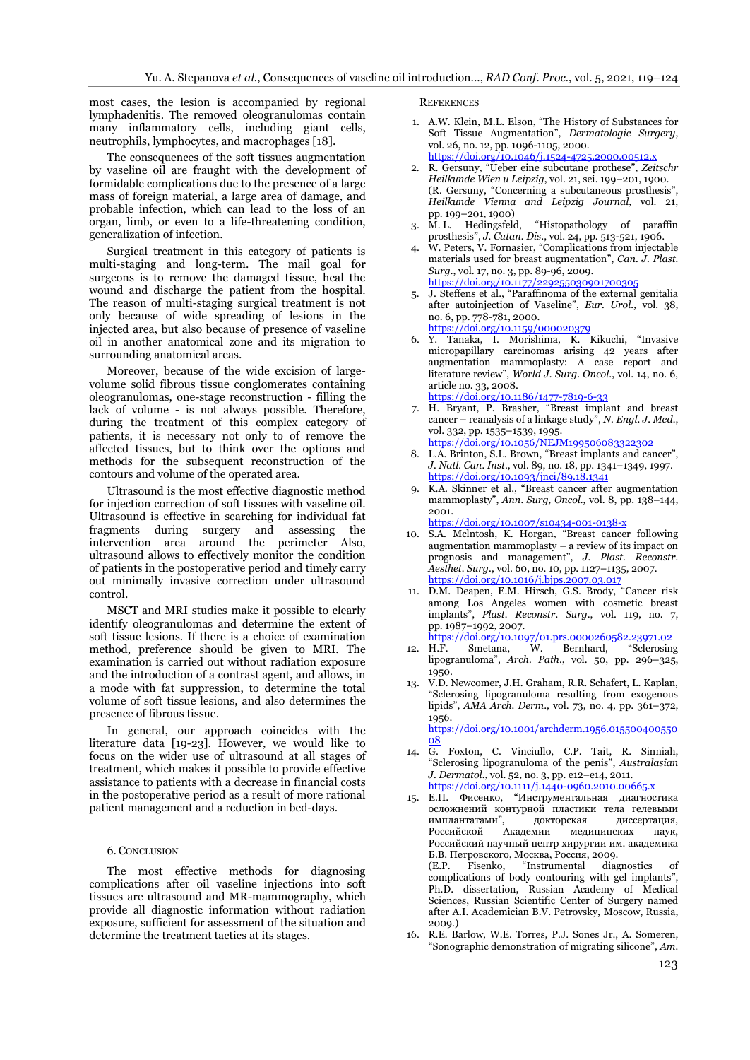most cases, the lesion is accompanied by regional lymphadenitis. The removed oleogranulomas contain many inflammatory cells, including giant cells, neutrophils, lymphocytes, and macrophages [18].

The consequences of the soft tissues augmentation by vaseline oil are fraught with the development of formidable complications due to the presence of a large mass of foreign material, a large area of damage, and probable infection, which can lead to the loss of an organ, limb, or even to a life-threatening condition, generalization of infection.

Surgical treatment in this category of patients is multi-staging and long-term. The mail goal for surgeons is to remove the damaged tissue, heal the wound and discharge the patient from the hospital. The reason of multi-staging surgical treatment is not only because of wide spreading of lesions in the injected area, but also because of presence of vaseline oil in another anatomical zone and its migration to surrounding anatomical areas.

Moreover, because of the wide excision of large-volume solid fibrous tissue conglomerates containing oleogranulomas, one-stage reconstruction - filling the lack of volume - is not always possible. Therefore, during the treatment of this complex category of patients, it is necessary not only to of remove the affected tissues, but to think over the options and methods for the subsequent reconstruction of the contours and volume of the operated area.

Ultrasound is the most effective diagnostic method for injection correction of soft tissues with vaseline oil. Ultrasound is effective in searching for individual fat fragments during surgery and assessing the intervention area around the perimeter Also, ultrasound allows to effectively monitor the condition of patients in the postoperative period and timely carry out minimally invasive correction under ultrasound control.

MSCT and MRI studies make it possible to clearly identify oleogranulomas and determine the extent of soft tissue lesions. If there is a choice of examination method, preference should be given to MRI. The examination is carried out without radiation exposure and the introduction of a contrast agent, and allows, in a mode with fat suppression, to determine the total volume of soft tissue lesions, and also determines the presence of fibrous tissue.

In general, our approach coincides with the literature data [19-23]. However, we would like to focus on the wider use of ultrasound at all stages of treatment, which makes it possible to provide effective assistance to patients with a decrease in financial costs in the postoperative period as a result of more rational patient management and a reduction in bed-days.

## 6. Conclusion

The most effective methods for diagnosing complications after oil vaseline injections into soft tissues are ultrasound and MR-mammography, which provide all diagnostic information without radiation exposure, sufficient for assessment of the situation and determine the treatment tactics at its stages.

## References

1. A.W. Klein, M.L. Elson, "The History of Substances for Soft Tissue Augmentation", *Dermatologic Surgery*, vol. 26, no. 12, pp. 1096-1105, 2000. https://doi.org/10.1046/j.1524-4725.2000.00512.x
2. R. Gersuny, "Ueber eine subcutane prothese", *Zeitschr Heilkunde Wien u Leipzig*, vol. 21, sei. 199–201, 1900. (R. Gersuny, "Concerning a subcutaneous prosthesis", *Heilkunde Vienna and Leipzig Journal*, vol. 21, pp. 199–201, 1900)
3. M. L. Hedingsfeld, "Histopathology of paraffin prosthesis", *J. Cutan. Dis.*, vol. 24, pp. 513-521, 1906.
4. W. Peters, V. Fornasier, "Complications from injectable materials used for breast augmentation", *Can. J. Plast. Surg.*, vol. 17, no. 3, pp. 89-96, 2009. https://doi.org/10.1177/229255030901700305
5. J. Steffens et al., "Paraffinoma of the external genitalia after autoinjection of Vaseline", *Eur. Urol.,* vol. 38, no. 6, pp. 778-781, 2000. https://doi.org/10.1159/000020379
6. Y. Tanaka, I. Morishima, K. Kikuchi, "Invasive micropapillary carcinomas arising 42 years after augmentation mammoplasty: A case report and literature review", *World J. Surg. Oncol.*, vol. 14, no. 6, article no. 33, 2008. https://doi.org/10.1186/1477-7819-6-33
7. H. Bryant, P. Brasher, "Breast implant and breast cancer – reanalysis of a linkage study", *N. Engl. J. Med.*, vol. 332, pp. 1535–1539, 1995. https://doi.org/10.1056/NEJM199506083322302
8. L.A. Brinton, S.L. Brown, "Breast implants and cancer", *J. Natl. Can. Inst.*, vol. 89, no. 18, pp. 1341–1349, 1997. https://doi.org/10.1093/jnci/89.18.1341
9. K.A. Skinner et al., "Breast cancer after augmentation mammoplasty", *Ann. Surg, Oncol.,* vol. 8, pp. 138–144, 2001. https://doi.org/10.1007/s10434-001-0138-x
10. S.A. Mclntosh, K. Horgan, "Breast cancer following augmentation mammoplasty – a review of its impact on prognosis and management", *J. Plast. Reconstr. Aesthet. Surg.*, vol. 60, no. 10, pp. 1127–1135, 2007. https://doi.org/10.1016/j.bjps.2007.03.017
11. D.M. Deapen, E.M. Hirsch, G.S. Brody, "Cancer risk among Los Angeles women with cosmetic breast implants", *Plast. Reconstr. Surg.*, vol. 119, no. 7, pp. 1987–1992, 2007. https://doi.org/10.1097/01.prs.0000260582.23971.02
12. H.F. Smetana, W. Bernhard, "Sclerosing lipogranuloma", *Arch. Path.*, vol. 50, pp. 296–325, 1950.
13. V.D. Newcomer, J.H. Graham, R.R. Schafert, L. Kaplan, "Sclerosing lipogranuloma resulting from exogenous lipids", *AMA Arch. Derm.*, vol. 73, no. 4, pp. 361–372, 1956. https://doi.org/10.1001/archderm.1956.01550040055008
14. G. Foxton, C. Vinciullo, C.P. Tait, R. Sinniah, "Sclerosing lipogranuloma of the penis", *Australasian J. Dermatol.*, vol. 52, no. 3, pp. e12–e14, 2011. https://doi.org/10.1111/j.1440-0960.2010.00665.x
15. Е.П. Фисенко, "Инструментальная диагностика осложнений контурной пластики тела гелевыми имплантатами", докторская диссертация, Российской Академии медицинских наук, Российский научный центр хирургии им. академика Б.В. Петровского, Москва, Россия, 2009. (E.P. Fisenko, "Instrumental diagnostics of complications of body contouring with gel implants", Ph.D. dissertation, Russian Academy of Medical Sciences, Russian Scientific Center of Surgery named after A.I. Academician B.V. Petrovsky, Moscow, Russia, 2009.)
16. R.E. Barlow, W.E. Torres, P.J. Sones Jr., A. Someren, "Sonographic demonstration of migrating silicone", *Am.*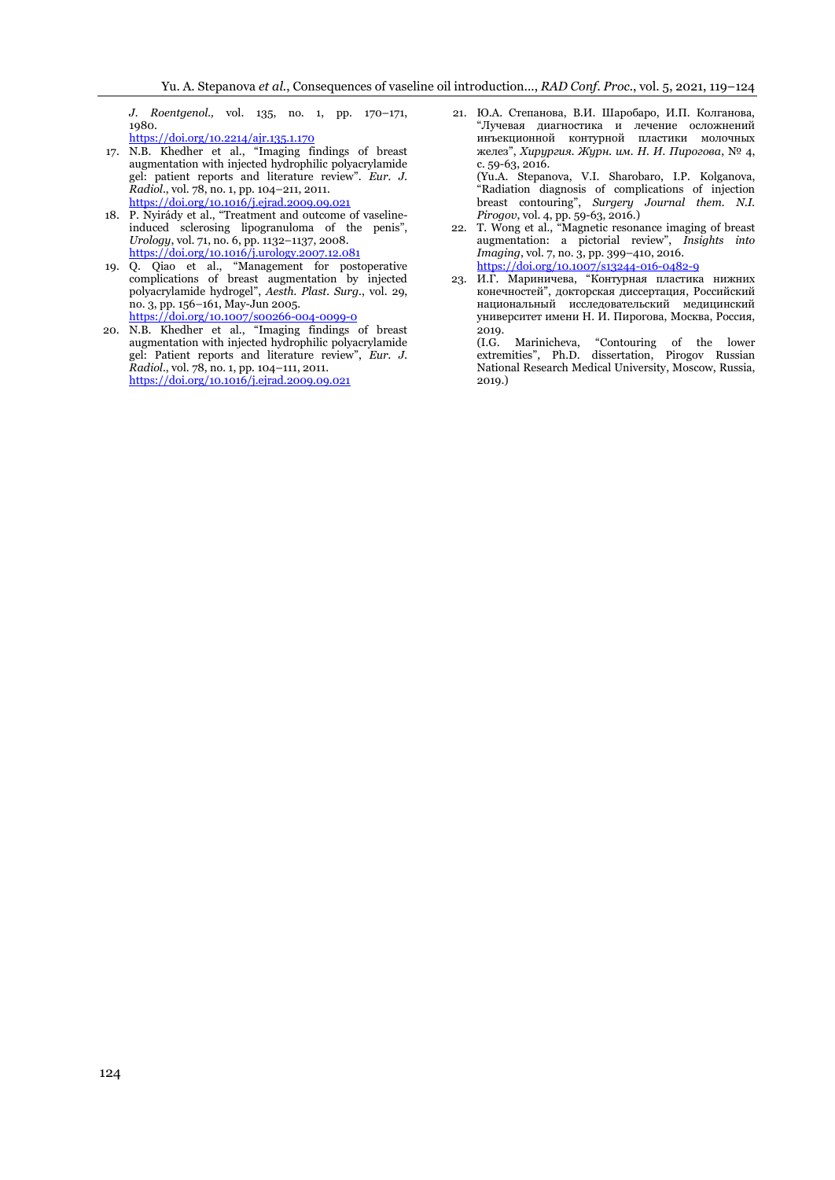*J. Roentgenol.,* vol. 135, no. 1, pp. 170–171, 1980. https://doi.org/10.2214/ajr.135.1.170

17. N.B. Khedher et al., “Imaging findings of breast augmentation with injected hydrophilic polyacrylamide gel: patient reports and literature review”. *Eur. J. Radiol.*, vol. 78, no. 1, pp. 104–211, 2011. https://doi.org/10.1016/j.ejrad.2009.09.021
18. P. Nyirády et al., “Treatment and outcome of vaseline-induced sclerosing lipogranuloma of the penis”, *Urology*, vol. 71, no. 6, pp. 1132–1137, 2008. https://doi.org/10.1016/j.urology.2007.12.081
19. Q. Qiao et al., “Management for postoperative complications of breast augmentation by injected polyacrylamide hydrogel”, *Aesth. Plast. Surg.*, vol. 29, no. 3, pp. 156–161, May-Jun 2005. https://doi.org/10.1007/s00266-004-0099-0
20. N.B. Khedher et al., “Imaging findings of breast augmentation with injected hydrophilic polyacrylamide gel: Patient reports and literature review”, *Eur. J. Radiol.*, vol. 78, no. 1, pp. 104–111, 2011. https://doi.org/10.1016/j.ejrad.2009.09.021
21. Ю.А. Степанова, В.И. Шаробаро, И.П. Колганова, “Лучевая диагностика и лечение осложнений инъекционной контурной пластики молочных желез”, *Хирургия. Журн. им. Н. И. Пирогова*, № 4, с. 59-63, 2016.
(Yu.A. Stepanova, V.I. Sharobaro, I.P. Kolganova, “Radiation diagnosis of complications of injection breast contouring”, *Surgery Journal them. N.I. Pirogov*, vol. 4, pp. 59-63, 2016.)
22. T. Wong et al., “Magnetic resonance imaging of breast augmentation: a pictorial review”, *Insights into Imaging*, vol. 7, no. 3, pp. 399–410, 2016. https://doi.org/10.1007/s13244-016-0482-9
23. И.Г. Мариничева, “Контурная пластика нижних конечностей”, докторская диссертация, Российский национальный исследовательский медицинский университет имени Н. И. Пирогова, Москва, Россия, 2019.
(I.G. Marinicheva, “Contouring of the lower extremities”, Ph.D. dissertation, Pirogov Russian National Research Medical University, Moscow, Russia, 2019.)